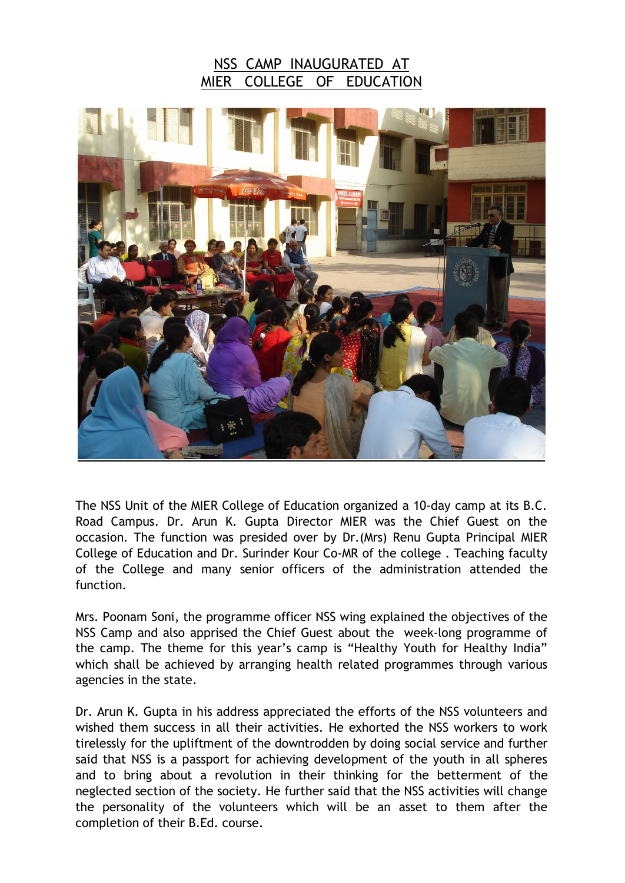# NSS CAMP INAUGURATED AT MIER COLLEGE OF EDUCATION

The NSS Unit of the MIER College of Education organized a 10-day camp at its B.C. Road Campus. Dr. Arun K. Gupta Director MIER was the Chief Guest on the occasion. The function was presided over by Dr.(Mrs) Renu Gupta Principal MIER College of Education and Dr. Surinder Kour Co-MR of the college . Teaching faculty of the College and many senior officers of the administration attended the function.

Mrs. Poonam Soni, the programme officer NSS wing explained the objectives of the NSS Camp and also apprised the Chief Guest about the week-long programme of the camp. The theme for this year's camp is "Healthy Youth for Healthy India" which shall be achieved by arranging health related programmes through various agencies in the state.

Dr. Arun K. Gupta in his address appreciated the efforts of the NSS volunteers and wished them success in all their activities. He exhorted the NSS workers to work tirelessly for the upliftment of the downtrodden by doing social service and further said that NSS is a passport for achieving development of the youth in all spheres and to bring about a revolution in their thinking for the betterment of the neglected section of the society. He further said that the NSS activities will change the personality of the volunteers which will be an asset to them after the completion of their B.Ed. course.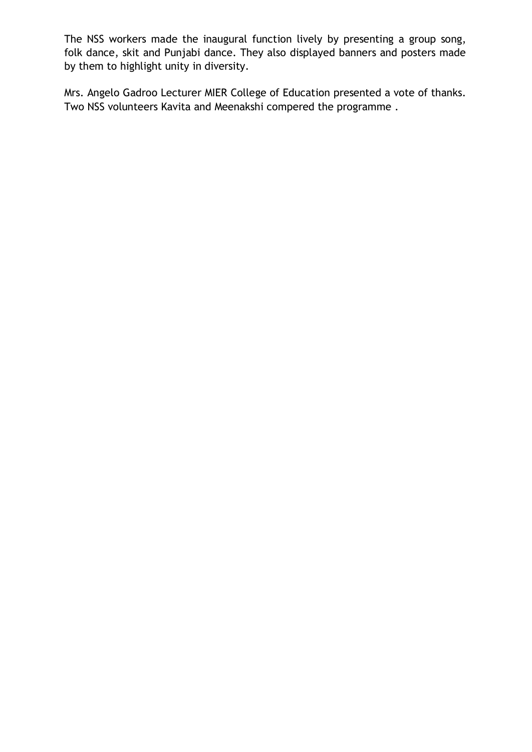The NSS workers made the inaugural function lively by presenting a group song, folk dance, skit and Punjabi dance. They also displayed banners and posters made by them to highlight unity in diversity.

Mrs. Angelo Gadroo Lecturer MIER College of Education presented a vote of thanks. Two NSS volunteers Kavita and Meenakshi compered the programme .